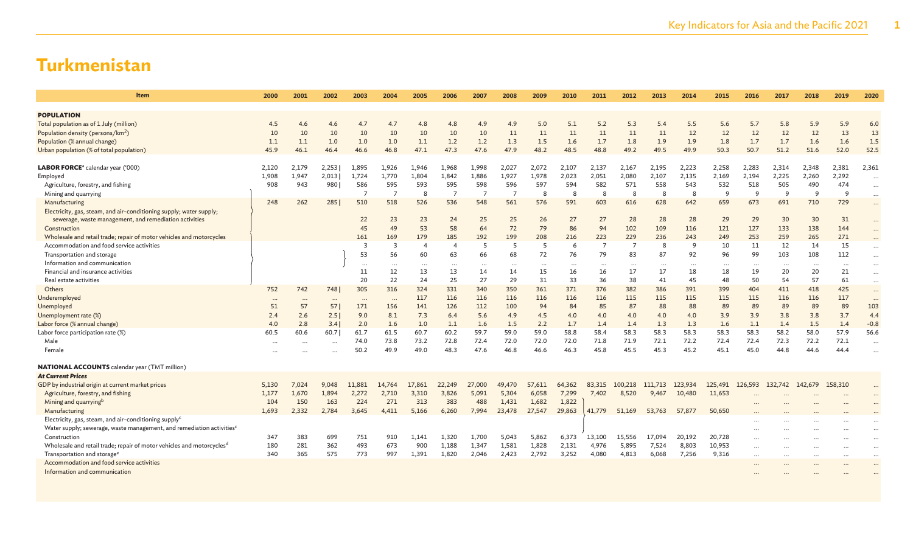# Turkmenistan

| Item | 2000 | 2001 | 2002 | 2003 | 2004 | 2005 | 2006 | 2007 | 2008 | 2009 | 2010 | 2011 | 2012 | 2013 | 2014 | 2015 | 2016 | 2017 | 2018 | 2019 | 2020 |
|---|---|---|---|---|---|---|---|---|---|---|---|---|---|---|---|---|---|---|---|---|---|
| **POPULATION** | | | | | | | | | | | | | | | | | | | | | |
| Total population as of 1 July (million) | 4.5 | 4.6 | 4.6 | 4.7 | 4.7 | 4.8 | 4.8 | 4.9 | 4.9 | 5.0 | 5.1 | 5.2 | 5.3 | 5.4 | 5.5 | 5.6 | 5.7 | 5.8 | 5.9 | 5.9 | 6.0 |
| Population density (persons/km$^2$) | 10 | 10 | 10 | 10 | 10 | 10 | 10 | 10 | 11 | 11 | 11 | 11 | 11 | 11 | 12 | 12 | 12 | 12 | 12 | 13 | 13 |
| Population (% annual change) | 1.1 | 1.1 | 1.0 | 1.0 | 1.0 | 1.1 | 1.2 | 1.2 | 1.3 | 1.5 | 1.6 | 1.7 | 1.8 | 1.9 | 1.9 | 1.8 | 1.7 | 1.7 | 1.6 | 1.6 | 1.5 |
| Urban population (% of total population) | 45.9 | 46.1 | 46.4 | 46.6 | 46.8 | 47.1 | 47.3 | 47.6 | 47.9 | 48.2 | 48.5 | 48.8 | 49.2 | 49.5 | 49.9 | 50.3 | 50.7 | 51.2 | 51.6 | 52.0 | 52.5 |
| **LABOR FORCE**[a] calendar year ('000) | 2,120 | 2,179 | 2,253 | 1,895 | 1,926 | 1,946 | 1,968 | 1,998 | 2,027 | 2,072 | 2,107 | 2,137 | 2,167 | 2,195 | 2,223 | 2,258 | 2,283 | 2,314 | 2,348 | 2,381 | 2,361 |
| Employed | 1,908 | 1,947 | 2,013 | 1,724 | 1,770 | 1,804 | 1,842 | 1,886 | 1,927 | 1,978 | 2,023 | 2,051 | 2,080 | 2,107 | 2,135 | 2,169 | 2,194 | 2,225 | 2,260 | 2,292 | ... |
| Agriculture, forestry, and fishing | 908 | 943 | 980 | 586 | 595 | 593 | 595 | 598 | 596 | 597 | 594 | 582 | 571 | 558 | 543 | 532 | 518 | 505 | 490 | 474 | ... |
| Mining and quarrying | | | | 7 | 7 | 8 | 7 | 7 | 7 | 8 | 8 | 8 | 8 | 8 | 8 | 9 | 9 | 9 | 9 | 9 | ... |
| Manufacturing | 248 | 262 | 285 | 510 | 518 | 526 | 536 | 548 | 561 | 576 | 591 | 603 | 616 | 628 | 642 | 659 | 673 | 691 | 710 | 729 | ... |
| Electricity, gas, steam, and air-conditioning supply; water supply; sewerage, waste management, and remediation activities | | | | 22 | 23 | 23 | 24 | 25 | 25 | 26 | 27 | 27 | 28 | 28 | 28 | 29 | 29 | 30 | 30 | 31 | ... |
| Construction | | | | 45 | 49 | 53 | 58 | 64 | 72 | 79 | 86 | 94 | 102 | 109 | 116 | 121 | 127 | 133 | 138 | 144 | ... |
| Wholesale and retail trade; repair of motor vehicles and motorcycles | | | | 161 | 169 | 179 | 185 | 192 | 199 | 208 | 216 | 223 | 229 | 236 | 243 | 249 | 253 | 259 | 265 | 271 | ... |
| Accommodation and food service activities | | | | 3 | 3 | 4 | 4 | 5 | 5 | 5 | 6 | 7 | 7 | 8 | 9 | 10 | 11 | 12 | 14 | 15 | ... |
| Transportation and storage | | | | 53 | 56 | 60 | 63 | 66 | 68 | 72 | 76 | 79 | 83 | 87 | 92 | 96 | 99 | 103 | 108 | 112 | ... |
| Information and communication | | | | ... | ... | ... | ... | ... | ... | ... | ... | ... | ... | ... | ... | ... | ... | ... | ... | ... | ... |
| Financial and insurance activities | | | | 11 | 12 | 13 | 13 | 14 | 14 | 15 | 16 | 16 | 17 | 17 | 18 | 18 | 19 | 20 | 20 | 21 | ... |
| Real estate activities | | | | 20 | 22 | 24 | 25 | 27 | 29 | 31 | 33 | 36 | 38 | 41 | 45 | 48 | 50 | 54 | 57 | 61 | ... |
| Others | 752 | 742 | 748 | 305 | 316 | 324 | 331 | 340 | 350 | 361 | 371 | 376 | 382 | 386 | 391 | 399 | 404 | 411 | 418 | 425 | ... |
| Underemployed | ... | ... | ... | ... | ... | 117 | 116 | 116 | 116 | 116 | 116 | 116 | 115 | 115 | 115 | 115 | 115 | 116 | 116 | 117 | ... |
| Unemployed | 51 | 57 | 57 | 171 | 156 | 141 | 126 | 112 | 100 | 94 | 84 | 85 | 87 | 88 | 88 | 89 | 89 | 89 | 89 | 89 | 103 |
| Unemployment rate (%) | 2.4 | 2.6 | 2.5 | 9.0 | 8.1 | 7.3 | 6.4 | 5.6 | 4.9 | 4.5 | 4.0 | 4.0 | 4.0 | 4.0 | 4.0 | 3.9 | 3.9 | 3.8 | 3.8 | 3.7 | 4.4 |
| Labor force (% annual change) | 4.0 | 2.8 | 3.4 | 2.0 | 1.6 | 1.0 | 1.1 | 1.6 | 1.5 | 2.2 | 1.7 | 1.4 | 1.4 | 1.3 | 1.3 | 1.6 | 1.1 | 1.4 | 1.5 | 1.4 | -0.8 |
| Labor force participation rate (%) | 60.5 | 60.6 | 60.7 | 61.7 | 61.5 | 60.7 | 60.2 | 59.7 | 59.0 | 59.0 | 58.8 | 58.4 | 58.3 | 58.3 | 58.3 | 58.3 | 58.3 | 58.2 | 58.0 | 57.9 | 56.6 |
| Male | ... | ... | ... | 74.0 | 73.8 | 73.2 | 72.8 | 72.4 | 72.0 | 72.0 | 72.0 | 71.8 | 71.9 | 72.1 | 72.2 | 72.4 | 72.4 | 72.3 | 72.2 | 72.1 | ... |
| Female | ... | ... | ... | 50.2 | 49.9 | 49.0 | 48.3 | 47.6 | 46.8 | 46.6 | 46.3 | 45.8 | 45.5 | 45.3 | 45.2 | 45.1 | 45.0 | 44.8 | 44.6 | 44.4 | ... |
| **NATIONAL ACCOUNTS** calendar year (TMT million) | | | | | | | | | | | | | | | | | | | | | |
| ***At Current Prices*** | | | | | | | | | | | | | | | | | | | | | |
| GDP by industrial origin at current market prices | 5,130 | 7,024 | 9,048 | 11,881 | 14,764 | 17,861 | 22,249 | 27,000 | 49,470 | 57,611 | 64,362 | 83,315 | 100,218 | 111,713 | 123,934 | 125,491 | 126,593 | 132,742 | 142,679 | 158,310 | ... |
| Agriculture, forestry, and fishing | 1,177 | 1,670 | 1,894 | 2,272 | 2,710 | 3,310 | 3,826 | 5,091 | 5,304 | 6,058 | 7,299 | 7,402 | 8,520 | 9,467 | 10,480 | 11,653 | ... | ... | ... | ... | ... |
| Mining and quarrying[b] | 104 | 150 | 163 | 224 | 271 | 313 | 383 | 488 | 1,431 | 1,682 | 1,822 | | | | | | ... | ... | ... | ... | ... |
| Manufacturing | 1,693 | 2,332 | 2,784 | 3,645 | 4,411 | 5,166 | 6,260 | 7,994 | 23,478 | 27,547 | 29,863 | 41,779 | 51,169 | 53,763 | 57,877 | 50,650 | ... | ... | ... | ... | ... |
| Electricity, gas, steam, and air-conditioning supply[c] | | | | | | | | | | | | | | | | | ... | ... | ... | ... | ... |
| Water supply; sewerage, waste management, and remediation activities[c] | | | | | | | | | | | | | | | | | ... | ... | ... | ... | ... |
| Construction | 347 | 383 | 699 | 751 | 910 | 1,141 | 1,320 | 1,700 | 5,043 | 5,862 | 6,373 | 13,100 | 15,556 | 17,094 | 20,192 | 20,728 | ... | ... | ... | ... | ... |
| Wholesale and retail trade; repair of motor vehicles and motorcycles[d] | 180 | 281 | 362 | 493 | 673 | 900 | 1,188 | 1,347 | 1,581 | 1,828 | 2,131 | 4,976 | 5,895 | 7,524 | 8,803 | 10,953 | ... | ... | ... | ... | ... |
| Transportation and storage[e] | 340 | 365 | 575 | 773 | 997 | 1,391 | 1,820 | 2,046 | 2,423 | 2,792 | 3,252 | 4,080 | 4,813 | 6,068 | 7,256 | 9,316 | ... | ... | ... | ... | ... |
| Accommodation and food service activities | | | | | | | | | | | | | | | | | ... | ... | ... | ... | ... |
| Information and communication | | | | | | | | | | | | | | | | | ... | ... | ... | ... | ... |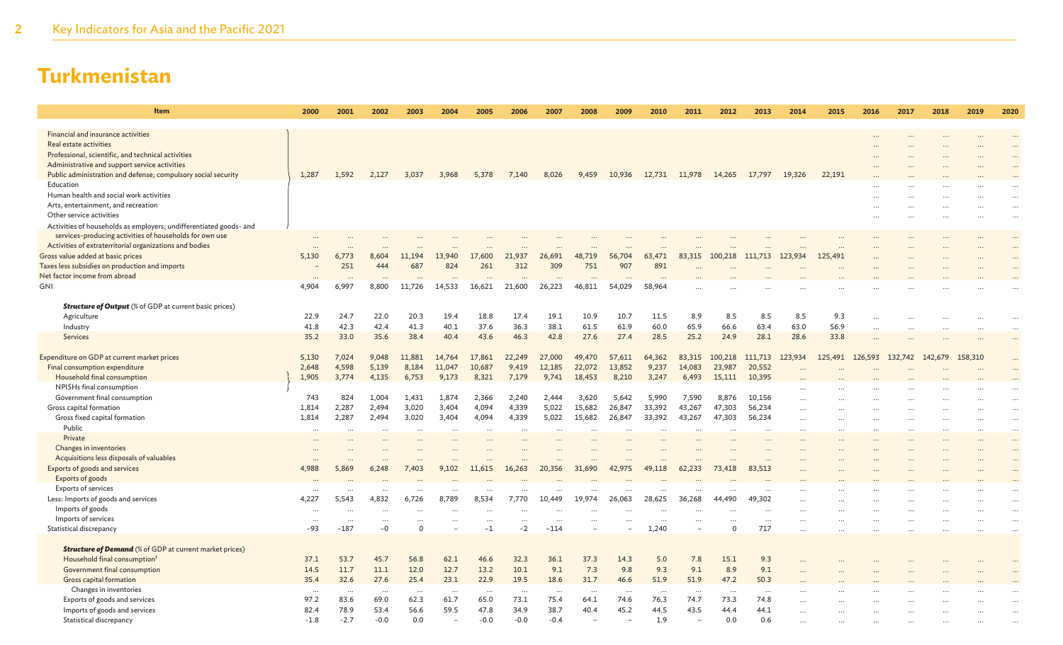# Turkmenistan

| Item | 2000 | 2001 | 2002 | 2003 | 2004 | 2005 | 2006 | 2007 | 2008 | 2009 | 2010 | 2011 | 2012 | 2013 | 2014 | 2015 | 2016 | 2017 | 2018 | 2019 | 2020 |
|---|---|---|---|---|---|---|---|---|---|---|---|---|---|---|---|---|---|---|---|---|---|
| Financial and insurance activities | | | | | | | | | | | | | | | | | … | … | … | … | … |
| Real estate activities | | | | | | | | | | | | | | | | | … | … | … | … | … |
| Professional, scientific, and technical activities | | | | | | | | | | | | | | | | | … | … | … | … | … |
| Administrative and support service activities | | | | | | | | | | | | | | | | | … | … | … | … | … |
| Public administration and defense; compulsory social security | 1,287 | 1,592 | 2,127 | 3,037 | 3,968 | 5,378 | 7,140 | 8,026 | 9,459 | 10,936 | 12,731 | 11,978 | 14,265 | 17,797 | 19,326 | 22,191 | … | … | … | … | … |
| Education | | | | | | | | | | | | | | | | | … | … | … | … | … |
| Human health and social work activities | | | | | | | | | | | | | | | | | … | … | … | … | … |
| Arts, entertainment, and recreation | | | | | | | | | | | | | | | | | … | … | … | … | … |
| Other service activities | | | | | | | | | | | | | | | | | … | … | … | … | … |
| Activities of households as employers; undifferentiated goods- and services-producing activities of households for own use | … | … | … | … | … | … | … | … | … | … | … | … | … | … | … | … | … | … | … | … | … |
| Activities of extraterritorial organizations and bodies | … | … | … | … | … | … | … | … | … | … | … | … | … | … | … | … | … | … | … | … | … |
| Gross value added at basic prices | 5,130 | 6,773 | 8,604 | 11,194 | 13,940 | 17,600 | 21,937 | 26,691 | 48,719 | 56,704 | 63,471 | 83,315 | 100,218 | 111,713 | 123,934 | 125,491 | … | … | … | … | … |
| Taxes less subsidies on production and imports | – | 251 | 444 | 687 | 824 | 261 | 312 | 309 | 751 | 907 | 891 | … | … | … | … | … | … | … | … | … | … |
| Net factor income from abroad | … | … | … | … | … | … | … | … | … | … | … | … | … | … | … | … | … | … | … | … | … |
| GNI | 4,904 | 6,997 | 8,800 | 11,726 | 14,533 | 16,621 | 21,600 | 26,223 | 46,811 | 54,029 | 58,964 | … | … | … | … | … | … | … | … | … | … |
| ***Structure of Output*** (% of GDP at current basic prices) | | | | | | | | | | | | | | | | | | | | | |
| Agriculture | 22.9 | 24.7 | 22.0 | 20.3 | 19.4 | 18.8 | 17.4 | 19.1 | 10.9 | 10.7 | 11.5 | 8.9 | 8.5 | 8.5 | 8.5 | 9.3 | … | … | … | … | … |
| Industry | 41.8 | 42.3 | 42.4 | 41.3 | 40.1 | 37.6 | 36.3 | 38.1 | 61.5 | 61.9 | 60.0 | 65.9 | 66.6 | 63.4 | 63.0 | 56.9 | … | … | … | … | … |
| Services | 35.2 | 33.0 | 35.6 | 38.4 | 40.4 | 43.6 | 46.3 | 42.8 | 27.6 | 27.4 | 28.5 | 25.2 | 24.9 | 28.1 | 28.6 | 33.8 | … | … | … | … | … |
| Expenditure on GDP at current market prices | 5,130 | 7,024 | 9,048 | 11,881 | 14,764 | 17,861 | 22,249 | 27,000 | 49,470 | 57,611 | 64,362 | 83,315 | 100,218 | 111,713 | 123,934 | 125,491 | 126,593 | 132,742 | 142,679 | 158,310 | … |
| Final consumption expenditure | 2,648 | 4,598 | 5,139 | 8,184 | 11,047 | 10,687 | 9,419 | 12,185 | 22,072 | 13,852 | 9,237 | 14,083 | 23,987 | 20,552 | … | … | … | … | … | … | … |
| Household final consumption / NPISHs final consumption | 1,905 | 3,774 | 4,135 | 6,753 | 9,173 | 8,321 | 7,179 | 9,741 | 18,453 | 8,210 | 3,247 | 6,493 | 15,111 | 10,395 | … | … | … | … | … | … | … |
| Government final consumption | 743 | 824 | 1,004 | 1,431 | 1,874 | 2,366 | 2,240 | 2,444 | 3,620 | 5,642 | 5,990 | 7,590 | 8,876 | 10,156 | … | … | … | … | … | … | … |
| Gross capital formation | 1,814 | 2,287 | 2,494 | 3,020 | 3,404 | 4,094 | 4,339 | 5,022 | 15,682 | 26,847 | 33,392 | 43,267 | 47,303 | 56,234 | … | … | … | … | … | … | … |
| Gross fixed capital formation | 1,814 | 2,287 | 2,494 | 3,020 | 3,404 | 4,094 | 4,339 | 5,022 | 15,682 | 26,847 | 33,392 | 43,267 | 47,303 | 56,234 | … | … | … | … | … | … | … |
| Public | … | … | … | … | … | … | … | … | … | … | … | … | … | … | … | … | … | … | … | … | … |
| Private | … | … | … | … | … | … | … | … | … | … | … | … | … | … | … | … | … | … | … | … | … |
| Changes in inventories | … | … | … | … | … | … | … | … | … | … | … | … | … | … | … | … | … | … | … | … | … |
| Acquisitions less disposals of valuables | … | … | … | … | … | … | … | … | … | … | … | … | … | … | … | … | … | … | … | … | … |
| Exports of goods and services | 4,988 | 5,869 | 6,248 | 7,403 | 9,102 | 11,615 | 16,263 | 20,356 | 31,690 | 42,975 | 49,118 | 62,233 | 73,418 | 83,513 | … | … | … | … | … | … | … |
| Exports of goods | … | … | … | … | … | … | … | … | … | … | … | … | … | … | … | … | … | … | … | … | … |
| Exports of services | … | … | … | … | … | … | … | … | … | … | … | … | … | … | … | … | … | … | … | … | … |
| Less: Imports of goods and services | 4,227 | 5,543 | 4,832 | 6,726 | 8,789 | 8,534 | 7,770 | 10,449 | 19,974 | 26,063 | 28,625 | 36,268 | 44,490 | 49,302 | … | … | … | … | … | … | … |
| Imports of goods | … | … | … | … | … | … | … | … | … | … | … | … | … | … | … | … | … | … | … | … | … |
| Imports of services | … | … | … | … | … | … | … | … | … | … | … | … | … | … | … | … | … | … | … | … | … |
| Statistical discrepancy | −93 | −187 | −0 | 0 | – | −1 | −2 | −114 | – | – | 1,240 | – | 0 | 717 | … | … | … | … | … | … | … |
| ***Structure of Demand*** (% of GDP at current market prices) | | | | | | | | | | | | | | | | | | | | | |
| Household final consumption[f] | 37.1 | 53.7 | 45.7 | 56.8 | 62.1 | 46.6 | 32.3 | 36.1 | 37.3 | 14.3 | 5.0 | 7.8 | 15.1 | 9.3 | … | … | … | … | … | … | … |
| Government final consumption | 14.5 | 11.7 | 11.1 | 12.0 | 12.7 | 13.2 | 10.1 | 9.1 | 7.3 | 9.8 | 9.3 | 9.1 | 8.9 | 9.1 | … | … | … | … | … | … | … |
| Gross capital formation | 35.4 | 32.6 | 27.6 | 25.4 | 23.1 | 22.9 | 19.5 | 18.6 | 31.7 | 46.6 | 51.9 | 51.9 | 47.2 | 50.3 | … | … | … | … | … | … | … |
| Changes in inventories | … | … | … | … | … | … | … | … | … | … | … | … | … | … | … | … | … | … | … | … | … |
| Exports of goods and services | 97.2 | 83.6 | 69.0 | 62.3 | 61.7 | 65.0 | 73.1 | 75.4 | 64.1 | 74.6 | 76.3 | 74.7 | 73.3 | 74.8 | … | … | … | … | … | … | … |
| Imports of goods and services | 82.4 | 78.9 | 53.4 | 56.6 | 59.5 | 47.8 | 34.9 | 38.7 | 40.4 | 45.2 | 44.5 | 43.5 | 44.4 | 44.1 | … | … | … | … | … | … | … |
| Statistical discrepancy | −1.8 | −2.7 | −0.0 | 0.0 | – | −0.0 | −0.0 | −0.4 | – | – | 1.9 | – | 0.0 | 0.6 | … | … | … | … | … | … | … |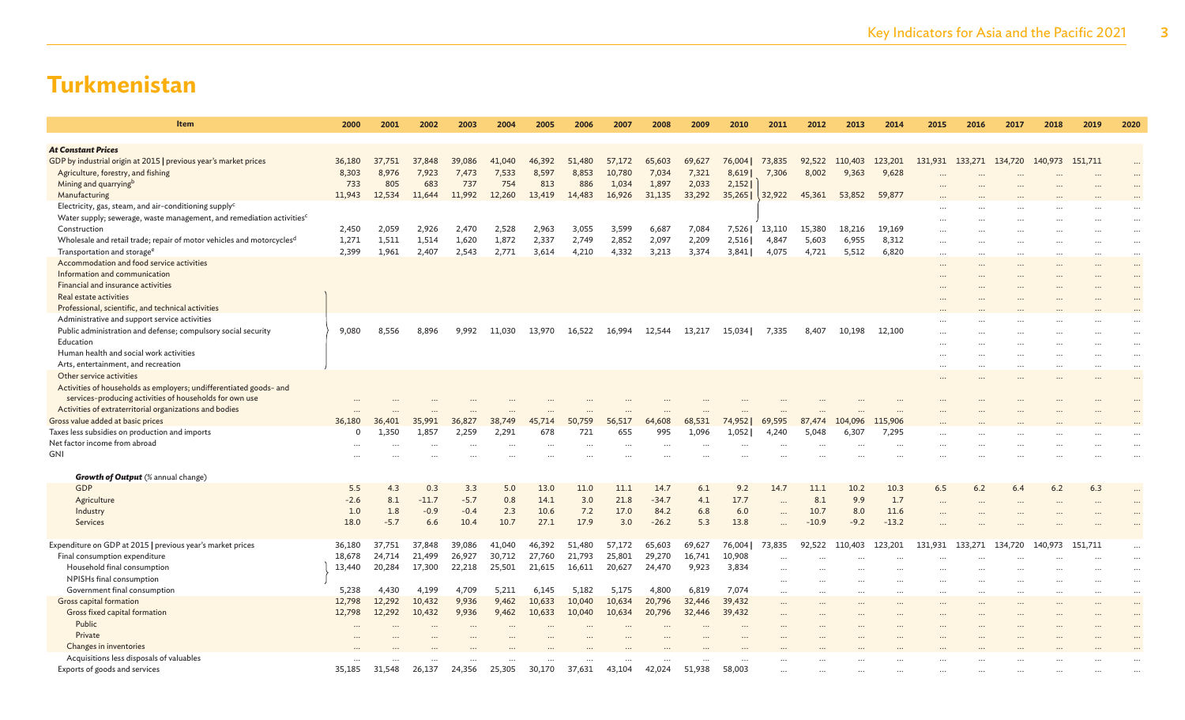# Turkmenistan

| Item | 2000 | 2001 | 2002 | 2003 | 2004 | 2005 | 2006 | 2007 | 2008 | 2009 | 2010 | 2011 | 2012 | 2013 | 2014 | 2015 | 2016 | 2017 | 2018 | 2019 | 2020 |
|---|---|---|---|---|---|---|---|---|---|---|---|---|---|---|---|---|---|---|---|---|---|
| ***At Constant Prices*** | | | | | | | | | | | | | | | | | | | | | |
| GDP by industrial origin at 2015 \| previous year's market prices | 36,180 | 37,751 | 37,848 | 39,086 | 41,040 | 46,392 | 51,480 | 57,172 | 65,603 | 69,627 | 76,004 | 73,835 | 92,522 | 110,403 | 123,201 | 131,931 | 133,271 | 134,720 | 140,973 | 151,711 | ... |
| Agriculture, forestry, and fishing | 8,303 | 8,976 | 7,923 | 7,473 | 7,533 | 8,597 | 8,853 | 10,780 | 7,034 | 7,321 | 8,619 | 7,306 | 8,002 | 9,363 | 9,628 | ... | ... | ... | ... | ... | ... |
| Mining and quarrying[b] | 733 | 805 | 683 | 737 | 754 | 813 | 886 | 1,034 | 1,897 | 2,033 | 2,152 | | | | | ... | ... | ... | ... | ... | ... |
| Manufacturing | 11,943 | 12,534 | 11,644 | 11,992 | 12,260 | 13,419 | 14,483 | 16,926 | 31,135 | 33,292 | 35,265 | 32,922 | 45,361 | 53,852 | 59,877 | ... | ... | ... | ... | ... | ... |
| Electricity, gas, steam, and air-conditioning supply[c] | | | | | | | | | | | | | | | | ... | ... | ... | ... | ... | ... |
| Water supply; sewerage, waste management, and remediation activities[c] | | | | | | | | | | | | | | | | ... | ... | ... | ... | ... | ... |
| Construction | 2,450 | 2,059 | 2,926 | 2,470 | 2,528 | 2,963 | 3,055 | 3,599 | 6,687 | 7,084 | 7,526 | 13,110 | 15,380 | 18,216 | 19,169 | ... | ... | ... | ... | ... | ... |
| Wholesale and retail trade; repair of motor vehicles and motorcycles[d] | 1,271 | 1,511 | 1,514 | 1,620 | 1,872 | 2,337 | 2,749 | 2,852 | 2,097 | 2,209 | 2,516 | 4,847 | 5,603 | 6,955 | 8,312 | ... | ... | ... | ... | ... | ... |
| Transportation and storage[e] | 2,399 | 1,961 | 2,407 | 2,543 | 2,771 | 3,614 | 4,210 | 4,332 | 3,213 | 3,374 | 3,841 | 4,075 | 4,721 | 5,512 | 6,820 | ... | ... | ... | ... | ... | ... |
| Accommodation and food service activities | | | | | | | | | | | | | | | | ... | ... | ... | ... | ... | ... |
| Information and communication | | | | | | | | | | | | | | | | ... | ... | ... | ... | ... | ... |
| Financial and insurance activities | | | | | | | | | | | | | | | | ... | ... | ... | ... | ... | ... |
| Real estate activities | | | | | | | | | | | | | | | | ... | ... | ... | ... | ... | ... |
| Professional, scientific, and technical activities | | | | | | | | | | | | | | | | ... | ... | ... | ... | ... | ... |
| Administrative and support service activities | | | | | | | | | | | | | | | | ... | ... | ... | ... | ... | ... |
| Public administration and defense; compulsory social security | 9,080 | 8,556 | 8,896 | 9,992 | 11,030 | 13,970 | 16,522 | 16,994 | 12,544 | 13,217 | 15,034 | 7,335 | 8,407 | 10,198 | 12,100 | ... | ... | ... | ... | ... | ... |
| Education | | | | | | | | | | | | | | | | ... | ... | ... | ... | ... | ... |
| Human health and social work activities | | | | | | | | | | | | | | | | ... | ... | ... | ... | ... | ... |
| Arts, entertainment, and recreation | | | | | | | | | | | | | | | | ... | ... | ... | ... | ... | ... |
| Other service activities | | | | | | | | | | | | | | | | ... | ... | ... | ... | ... | ... |
| Activities of households as employers; undifferentiated goods- and services-producing activities of households for own use | ... | ... | ... | ... | ... | ... | ... | ... | ... | ... | ... | ... | ... | ... | ... | ... | ... | ... | ... | ... | ... |
| Activities of extraterritorial organizations and bodies | ... | ... | ... | ... | ... | ... | ... | ... | ... | ... | ... | ... | ... | ... | ... | ... | ... | ... | ... | ... | ... |
| Gross value added at basic prices | 36,180 | 36,401 | 35,991 | 36,827 | 38,749 | 45,714 | 50,759 | 56,517 | 64,608 | 68,531 | 74,952 | 69,595 | 87,474 | 104,096 | 115,906 | ... | ... | ... | ... | ... | ... |
| Taxes less subsidies on production and imports | 0 | 1,350 | 1,857 | 2,259 | 2,291 | 678 | 721 | 655 | 995 | 1,096 | 1,052 | 4,240 | 5,048 | 6,307 | 7,295 | ... | ... | ... | ... | ... | ... |
| Net factor income from abroad | ... | ... | ... | ... | ... | ... | ... | ... | ... | ... | ... | ... | ... | ... | ... | ... | ... | ... | ... | ... | ... |
| GNI | ... | ... | ... | ... | ... | ... | ... | ... | ... | ... | ... | ... | ... | ... | ... | ... | ... | ... | ... | ... | ... |
| ***Growth of Output*** (% annual change) | | | | | | | | | | | | | | | | | | | | | |
| GDP | 5.5 | 4.3 | 0.3 | 3.3 | 5.0 | 13.0 | 11.0 | 11.1 | 14.7 | 6.1 | 9.2 | 14.7 | 11.1 | 10.2 | 10.3 | 6.5 | 6.2 | 6.4 | 6.2 | 6.3 | ... |
| Agriculture | -2.6 | 8.1 | -11.7 | -5.7 | 0.8 | 14.1 | 3.0 | 21.8 | -34.7 | 4.1 | 17.7 | ... | 8.1 | 9.9 | 1.7 | ... | ... | ... | ... | ... | ... |
| Industry | 1.0 | 1.8 | -0.9 | -0.4 | 2.3 | 10.6 | 7.2 | 17.0 | 84.2 | 6.8 | 6.0 | ... | 10.7 | 8.0 | 11.6 | ... | ... | ... | ... | ... | ... |
| Services | 18.0 | -5.7 | 6.6 | 10.4 | 10.7 | 27.1 | 17.9 | 3.0 | -26.2 | 5.3 | 13.8 | ... | -10.9 | -9.2 | -13.2 | ... | ... | ... | ... | ... | ... |
| Expenditure on GDP at 2015 \| previous year's market prices | 36,180 | 37,751 | 37,848 | 39,086 | 41,040 | 46,392 | 51,480 | 57,172 | 65,603 | 69,627 | 76,004 | 73,835 | 92,522 | 110,403 | 123,201 | 131,931 | 133,271 | 134,720 | 140,973 | 151,711 | ... |
| Final consumption expenditure | 18,678 | 24,714 | 21,499 | 26,927 | 30,712 | 27,760 | 21,793 | 25,801 | 29,270 | 16,741 | 10,908 | ... | ... | ... | ... | ... | ... | ... | ... | ... | ... |
| Household final consumption | 13,440 | 20,284 | 17,300 | 22,218 | 25,501 | 21,615 | 16,611 | 20,627 | 24,470 | 9,923 | 3,834 | ... | ... | ... | ... | ... | ... | ... | ... | ... | ... |
| NPISHs final consumption | | | | | | | | | | | | ... | ... | ... | ... | ... | ... | ... | ... | ... | ... |
| Government final consumption | 5,238 | 4,430 | 4,199 | 4,709 | 5,211 | 6,145 | 5,182 | 5,175 | 4,800 | 6,819 | 7,074 | ... | ... | ... | ... | ... | ... | ... | ... | ... | ... |
| Gross capital formation | 12,798 | 12,292 | 10,432 | 9,936 | 9,462 | 10,633 | 10,040 | 10,634 | 20,796 | 32,446 | 39,432 | ... | ... | ... | ... | ... | ... | ... | ... | ... | ... |
| Gross fixed capital formation | 12,798 | 12,292 | 10,432 | 9,936 | 9,462 | 10,633 | 10,040 | 10,634 | 20,796 | 32,446 | 39,432 | ... | ... | ... | ... | ... | ... | ... | ... | ... | ... |
| Public | ... | ... | ... | ... | ... | ... | ... | ... | ... | ... | ... | ... | ... | ... | ... | ... | ... | ... | ... | ... | ... |
| Private | ... | ... | ... | ... | ... | ... | ... | ... | ... | ... | ... | ... | ... | ... | ... | ... | ... | ... | ... | ... | ... |
| Changes in inventories | ... | ... | ... | ... | ... | ... | ... | ... | ... | ... | ... | ... | ... | ... | ... | ... | ... | ... | ... | ... | ... |
| Acquisitions less disposals of valuables | ... | ... | ... | ... | ... | ... | ... | ... | ... | ... | ... | ... | ... | ... | ... | ... | ... | ... | ... | ... | ... |
| Exports of goods and services | 35,185 | 31,548 | 26,137 | 24,356 | 25,305 | 30,170 | 37,631 | 43,104 | 42,024 | 51,938 | 58,003 | ... | ... | ... | ... | ... | ... | ... | ... | ... | ... |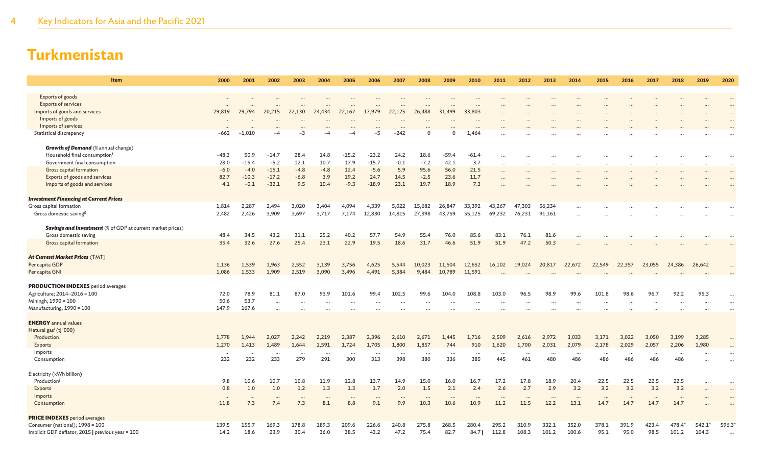# Turkmenistan

| Item | 2000 | 2001 | 2002 | 2003 | 2004 | 2005 | 2006 | 2007 | 2008 | 2009 | 2010 | 2011 | 2012 | 2013 | 2014 | 2015 | 2016 | 2017 | 2018 | 2019 | 2020 |
|---|---|---|---|---|---|---|---|---|---|---|---|---|---|---|---|---|---|---|---|---|---|
| Exports of goods | … | … | … | … | … | … | … | … | … | … | … | … | … | … | … | … | … | … | … | … | … |
| Exports of services | … | … | … | … | … | … | … | … | … | … | … | … | … | … | … | … | … | … | … | … | … |
| Imports of goods and services | 29,819 | 29,794 | 20,215 | 22,130 | 24,434 | 22,167 | 17,979 | 22,125 | 26,488 | 31,499 | 33,803 | … | … | … | … | … | … | … | … | … | … |
| Imports of goods | … | … | … | … | … | … | … | … | … | … | … | … | … | … | … | … | … | … | … | … | … |
| Imports of services | … | … | … | … | … | … | … | … | … | … | … | … | … | … | … | … | … | … | … | … | … |
| Statistical discrepancy | −662 | −1,010 | −4 | −3 | −4 | −4 | −5 | −242 | 0 | 0 | 1,464 | … | … | … | … | … | … | … | … | … | … |
| ***Growth of Demand*** (% annual change) | | | | | | | | | | | | | | | | | | | | | |
| Household final consumption[f] | −48.3 | 50.9 | −14.7 | 28.4 | 14.8 | −15.2 | −23.2 | 24.2 | 18.6 | −59.4 | −61.4 | … | … | … | … | … | … | … | … | … | … |
| Government final consumption | 28.0 | −15.4 | −5.2 | 12.1 | 10.7 | 17.9 | −15.7 | −0.1 | −7.2 | 42.1 | 3.7 | … | … | … | … | … | … | … | … | … | … |
| Gross capital formation | −6.0 | −4.0 | −15.1 | −4.8 | −4.8 | 12.4 | −5.6 | 5.9 | 95.6 | 56.0 | 21.5 | … | … | … | … | … | … | … | … | … | … |
| Exports of goods and services | 82.7 | −10.3 | −17.2 | −6.8 | 3.9 | 19.2 | 24.7 | 14.5 | −2.5 | 23.6 | 11.7 | … | … | … | … | … | … | … | … | … | … |
| Imports of goods and services | 4.1 | −0.1 | −32.1 | 9.5 | 10.4 | −9.3 | −18.9 | 23.1 | 19.7 | 18.9 | 7.3 | … | … | … | … | … | … | … | … | … | … |
| ***Investment Financing at Current Prices*** | | | | | | | | | | | | | | | | | | | | | |
| Gross capital formation | 1,814 | 2,287 | 2,494 | 3,020 | 3,404 | 4,094 | 4,339 | 5,022 | 15,682 | 26,847 | 33,392 | 43,267 | 47,303 | 56,234 | … | … | … | … | … | … | … |
| Gross domestic saving[g] | 2,482 | 2,426 | 3,909 | 3,697 | 3,717 | 7,174 | 12,830 | 14,815 | 27,398 | 43,759 | 55,125 | 69,232 | 76,231 | 91,161 | … | … | … | … | … | … | … |
| ***Savings and Investment*** (% of GDP at current market prices) | | | | | | | | | | | | | | | | | | | | | |
| Gross domestic saving | 48.4 | 34.5 | 43.2 | 31.1 | 25.2 | 40.2 | 57.7 | 54.9 | 55.4 | 76.0 | 85.6 | 83.1 | 76.1 | 81.6 | … | … | … | … | … | … | … |
| Gross capital formation | 35.4 | 32.6 | 27.6 | 25.4 | 23.1 | 22.9 | 19.5 | 18.6 | 31.7 | 46.6 | 51.9 | 51.9 | 47.2 | 50.3 | … | … | … | … | … | … | … |
| ***At Current Market Prices*** (TMT) | | | | | | | | | | | | | | | | | | | | | |
| Per capita GDP | 1,136 | 1,539 | 1,963 | 2,552 | 3,139 | 3,756 | 4,625 | 5,544 | 10,023 | 11,504 | 12,652 | 16,102 | 19,024 | 20,817 | 22,672 | 22,549 | 22,357 | 23,055 | 24,386 | 26,642 | … |
| Per capita GNI | 1,086 | 1,533 | 1,909 | 2,519 | 3,090 | 3,496 | 4,491 | 5,384 | 9,484 | 10,789 | 11,591 | … | … | … | … | … | … | … | … | … | … |
| **PRODUCTION INDEXES** period averages | | | | | | | | | | | | | | | | | | | | | |
| Agriculture; 2014–2016 = 100 | 72.0 | 78.9 | 81.1 | 87.0 | 93.9 | 101.6 | 99.4 | 102.5 | 99.6 | 104.0 | 108.8 | 103.0 | 96.5 | 98.9 | 99.6 | 101.8 | 98.6 | 96.7 | 92.2 | 95.3 | … |
| Mining[h]; 1990 = 100 | 50.6 | 53.7 | … | … | … | … | … | … | … | … | … | … | … | … | … | … | … | … | … | … | … |
| Manufacturing; 1990 = 100 | 147.9 | 167.6 | … | … | … | … | … | … | … | … | … | … | … | … | … | … | … | … | … | … | … |
| **ENERGY** annual values | | | | | | | | | | | | | | | | | | | | | |
| Natural gas[i] (tj '000) | | | | | | | | | | | | | | | | | | | | | |
| Production | 1,778 | 1,944 | 2,027 | 2,242 | 2,219 | 2,387 | 2,396 | 2,610 | 2,671 | 1,445 | 1,716 | 2,509 | 2,616 | 2,972 | 3,033 | 3,171 | 3,022 | 3,050 | 3,199 | 3,285 | … |
| Exports | 1,270 | 1,413 | 1,489 | 1,644 | 1,591 | 1,724 | 1,705 | 1,800 | 1,857 | 744 | 910 | 1,620 | 1,700 | 2,031 | 2,079 | 2,178 | 2,029 | 2,057 | 2,206 | 1,980 | … |
| Imports | … | … | … | … | … | … | … | … | … | … | … | … | … | … | … | … | … | … | … | … | … |
| Consumption | 232 | 232 | 233 | 279 | 291 | 300 | 313 | 398 | 380 | 336 | 385 | 445 | 461 | 480 | 486 | 486 | 486 | 486 | 486 | … | … |
| Electricity (kWh billion) | | | | | | | | | | | | | | | | | | | | | |
| Production[j] | 9.8 | 10.6 | 10.7 | 10.8 | 11.9 | 12.8 | 13.7 | 14.9 | 15.0 | 16.0 | 16.7 | 17.2 | 17.8 | 18.9 | 20.4 | 22.5 | 22.5 | 22.5 | 22.5 | … | … |
| Exports | 0.8 | 1.0 | 1.0 | 1.2 | 1.3 | 1.3 | 1.7 | 2.0 | 1.5 | 2.1 | 2.4 | 2.6 | 2.7 | 2.9 | 3.2 | 3.2 | 3.2 | 3.2 | 3.2 | … | … |
| Imports | … | … | … | … | … | … | … | … | … | … | … | … | … | … | … | … | … | … | … | … | … |
| Consumption | 11.8 | 7.3 | 7.4 | 7.3 | 8.1 | 8.8 | 9.1 | 9.9 | 10.3 | 10.6 | 10.9 | 11.2 | 11.5 | 12.2 | 13.1 | 14.7 | 14.7 | 14.7 | 14.7 | … | … |
| **PRICE INDEXES** period averages | | | | | | | | | | | | | | | | | | | | | |
| Consumer (national); 1998 = 100 | 139.5 | 155.7 | 169.3 | 178.8 | 189.3 | 209.6 | 226.6 | 240.8 | 275.8 | 268.5 | 280.4 | 295.2 | 310.9 | 332.1 | 352.0 | 378.1 | 391.9 | 423.4 | 478.4* | 542.1* | 596.3* |
| Implicit GDP deflator; 2015 \| previous year = 100 | 14.2 | 18.6 | 23.9 | 30.4 | 36.0 | 38.5 | 43.2 | 47.2 | 75.4 | 82.7 | 84.7 \| | 112.8 | 108.3 | 101.2 | 100.6 | 95.1 | 95.0 | 98.5 | 101.2 | 104.3 | … |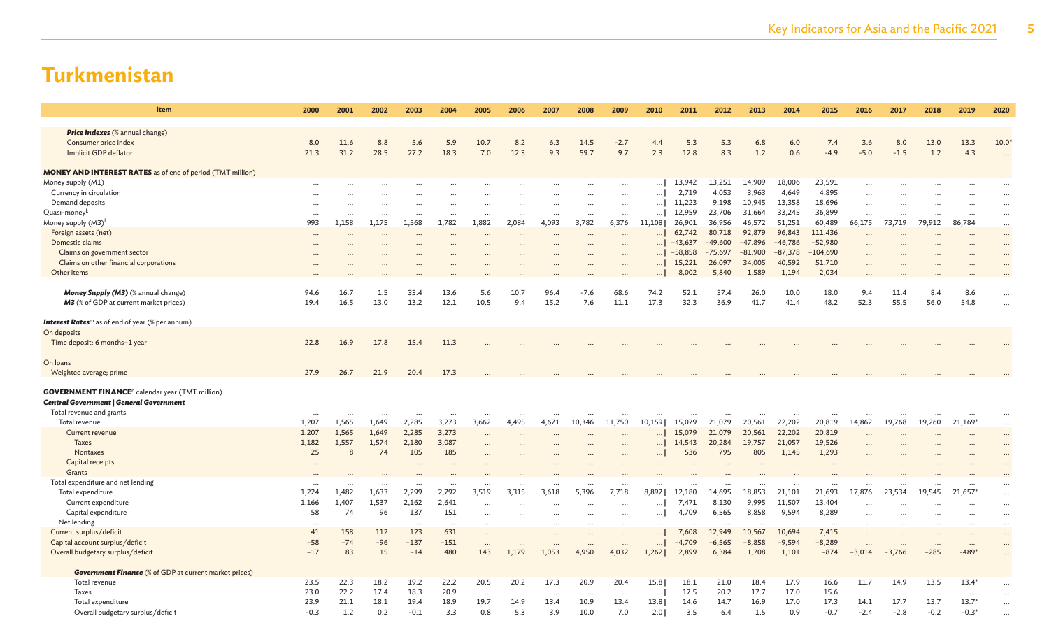# Turkmenistan

| Item | 2000 | 2001 | 2002 | 2003 | 2004 | 2005 | 2006 | 2007 | 2008 | 2009 | 2010 | 2011 | 2012 | 2013 | 2014 | 2015 | 2016 | 2017 | 2018 | 2019 | 2020 |
|---|---|---|---|---|---|---|---|---|---|---|---|---|---|---|---|---|---|---|---|---|---|
| ***Price Indexes*** (% annual change) | | | | | | | | | | | | | | | | | | | | | |
| Consumer price index | 8.0 | 11.6 | 8.8 | 5.6 | 5.9 | 10.7 | 8.2 | 6.3 | 14.5 | −2.7 | 4.4 | 5.3 | 5.3 | 6.8 | 6.0 | 7.4 | 3.6 | 8.0 | 13.0 | 13.3 | 10.0* |
| Implicit GDP deflator | 21.3 | 31.2 | 28.5 | 27.2 | 18.3 | 7.0 | 12.3 | 9.3 | 59.7 | 9.7 | 2.3 | 12.8 | 8.3 | 1.2 | 0.6 | −4.9 | −5.0 | −1.5 | 1.2 | 4.3 | ... |
| **MONEY AND INTEREST RATES** as of end of period (TMT million) | | | | | | | | | | | | | | | | | | | | | |
| Money supply (M1) | ... | ... | ... | ... | ... | ... | ... | ... | ... | ... | ... \| | 13,942 | 13,251 | 14,909 | 18,006 | 23,591 | ... | ... | ... | ... | ... |
| Currency in circulation | ... | ... | ... | ... | ... | ... | ... | ... | ... | ... | ... \| | 2,719 | 4,053 | 3,963 | 4,649 | 4,895 | ... | ... | ... | ... | ... |
| Demand deposits | ... | ... | ... | ... | ... | ... | ... | ... | ... | ... | ... \| | 11,223 | 9,198 | 10,945 | 13,358 | 18,696 | ... | ... | ... | ... | ... |
| Quasi-money[k] | ... | ... | ... | ... | ... | ... | ... | ... | ... | ... | ... \| | 12,959 | 23,706 | 31,664 | 33,245 | 36,899 | ... | ... | ... | ... | ... |
| Money supply (M3)[l] | 993 | 1,158 | 1,175 | 1,568 | 1,782 | 1,882 | 2,084 | 4,093 | 3,782 | 6,376 | 11,108 \| | 26,901 | 36,956 | 46,572 | 51,251 | 60,489 | 66,175 | 73,719 | 79,912 | 86,784 | ... |
| Foreign assets (net) | ... | ... | ... | ... | ... | ... | ... | ... | ... | ... | ... \| | 62,742 | 80,718 | 92,879 | 96,843 | 111,436 | ... | ... | ... | ... | ... |
| Domestic claims | ... | ... | ... | ... | ... | ... | ... | ... | ... | ... | ... \| | −43,637 | −49,600 | −47,896 | −46,786 | −52,980 | ... | ... | ... | ... | ... |
| Claims on government sector | ... | ... | ... | ... | ... | ... | ... | ... | ... | ... | ... \| | −58,858 | −75,697 | −81,900 | −87,378 | −104,690 | ... | ... | ... | ... | ... |
| Claims on other financial corporations | ... | ... | ... | ... | ... | ... | ... | ... | ... | ... | ... \| | 15,221 | 26,097 | 34,005 | 40,592 | 51,710 | ... | ... | ... | ... | ... |
| Other items | ... | ... | ... | ... | ... | ... | ... | ... | ... | ... | ... \| | 8,002 | 5,840 | 1,589 | 1,194 | 2,034 | ... | ... | ... | ... | ... |
| ***Money Supply (M3)*** (% annual change) | 94.6 | 16.7 | 1.5 | 33.4 | 13.6 | 5.6 | 10.7 | 96.4 | −7.6 | 68.6 | 74.2 | 52.1 | 37.4 | 26.0 | 10.0 | 18.0 | 9.4 | 11.4 | 8.4 | 8.6 | ... |
| ***M3*** (% of GDP at current market prices) | 19.4 | 16.5 | 13.0 | 13.2 | 12.1 | 10.5 | 9.4 | 15.2 | 7.6 | 11.1 | 17.3 | 32.3 | 36.9 | 41.7 | 41.4 | 48.2 | 52.3 | 55.5 | 56.0 | 54.8 | ... |
| ***Interest Rates***[m] as of end of year (% per annum) | | | | | | | | | | | | | | | | | | | | | |
| On deposits | | | | | | | | | | | | | | | | | | | | | |
| Time deposit: 6 months–1 year | 22.8 | 16.9 | 17.8 | 15.4 | 11.3 | ... | ... | ... | ... | ... | ... | ... | ... | ... | ... | ... | ... | ... | ... | ... | ... |
| On loans | | | | | | | | | | | | | | | | | | | | | |
| Weighted average; prime | 27.9 | 26.7 | 21.9 | 20.4 | 17.3 | ... | ... | ... | ... | ... | ... | ... | ... | ... | ... | ... | ... | ... | ... | ... | ... |
| **GOVERNMENT FINANCE**[n] calendar year (TMT million) | | | | | | | | | | | | | | | | | | | | | |
| ***Central Government \| General Government*** | | | | | | | | | | | | | | | | | | | | | |
| Total revenue and grants | ... | ... | ... | ... | ... | ... | ... | ... | ... | ... | ... | ... | ... | ... | ... | ... | ... | ... | ... | ... | ... |
| Total revenue | 1,207 | 1,565 | 1,649 | 2,285 | 3,273 | 3,662 | 4,495 | 4,671 | 10,346 | 11,750 | 10,159 \| | 15,079 | 21,079 | 20,561 | 22,202 | 20,819 | 14,862 | 19,768 | 19,260 | 21,169* | ... |
| Current revenue | 1,207 | 1,565 | 1,649 | 2,285 | 3,273 | ... | ... | ... | ... | ... | ... \| | 15,079 | 21,079 | 20,561 | 22,202 | 20,819 | ... | ... | ... | ... | ... |
| Taxes | 1,182 | 1,557 | 1,574 | 2,180 | 3,087 | ... | ... | ... | ... | ... | ... \| | 14,543 | 20,284 | 19,757 | 21,057 | 19,526 | ... | ... | ... | ... | ... |
| Nontaxes | 25 | 8 | 74 | 105 | 185 | ... | ... | ... | ... | ... | ... \| | 536 | 795 | 805 | 1,145 | 1,293 | ... | ... | ... | ... | ... |
| Capital receipts | ... | ... | ... | ... | ... | ... | ... | ... | ... | ... | ... | ... | ... | ... | ... | ... | ... | ... | ... | ... | ... |
| Grants | ... | ... | ... | ... | ... | ... | ... | ... | ... | ... | ... | ... | ... | ... | ... | ... | ... | ... | ... | ... | ... |
| Total expenditure and net lending | ... | ... | ... | ... | ... | ... | ... | ... | ... | ... | ... | ... | ... | ... | ... | ... | ... | ... | ... | ... | ... |
| Total expenditure | 1,224 | 1,482 | 1,633 | 2,299 | 2,792 | 3,519 | 3,315 | 3,618 | 5,396 | 7,718 | 8,897 \| | 12,180 | 14,695 | 18,853 | 21,101 | 21,693 | 17,876 | 23,534 | 19,545 | 21,657* | ... |
| Current expenditure | 1,166 | 1,407 | 1,537 | 2,162 | 2,641 | ... | ... | ... | ... | ... | ... \| | 7,471 | 8,130 | 9,995 | 11,507 | 13,404 | ... | ... | ... | ... | ... |
| Capital expenditure | 58 | 74 | 96 | 137 | 151 | ... | ... | ... | ... | ... | ... \| | 4,709 | 6,565 | 8,858 | 9,594 | 8,289 | ... | ... | ... | ... | ... |
| Net lending | ... | ... | ... | ... | ... | ... | ... | ... | ... | ... | ... | ... | ... | ... | ... | ... | ... | ... | ... | ... | ... |
| Current surplus/deficit | 41 | 158 | 112 | 123 | 631 | ... | ... | ... | ... | ... | ... \| | 7,608 | 12,949 | 10,567 | 10,694 | 7,415 | ... | ... | ... | ... | ... |
| Capital account surplus/deficit | −58 | −74 | −96 | −137 | −151 | ... | ... | ... | ... | ... | ... \| | −4,709 | −6,565 | −8,858 | −9,594 | −8,289 | ... | ... | ... | ... | ... |
| Overall budgetary surplus/deficit | −17 | 83 | 15 | −14 | 480 | 143 | 1,179 | 1,053 | 4,950 | 4,032 | 1,262 \| | 2,899 | 6,384 | 1,708 | 1,101 | −874 | −3,014 | −3,766 | −285 | −489* | ... |
| ***Government Finance*** (% of GDP at current market prices) | | | | | | | | | | | | | | | | | | | | | |
| Total revenue | 23.5 | 22.3 | 18.2 | 19.2 | 22.2 | 20.5 | 20.2 | 17.3 | 20.9 | 20.4 | 15.8 \| | 18.1 | 21.0 | 18.4 | 17.9 | 16.6 | 11.7 | 14.9 | 13.5 | 13.4* | ... |
| Taxes | 23.0 | 22.2 | 17.4 | 18.3 | 20.9 | ... | ... | ... | ... | ... | ... \| | 17.5 | 20.2 | 17.7 | 17.0 | 15.6 | ... | ... | ... | ... | ... |
| Total expenditure | 23.9 | 21.1 | 18.1 | 19.4 | 18.9 | 19.7 | 14.9 | 13.4 | 10.9 | 13.4 | 13.8 \| | 14.6 | 14.7 | 16.9 | 17.0 | 17.3 | 14.1 | 17.7 | 13.7 | 13.7* | ... |
| Overall budgetary surplus/deficit | −0.3 | 1.2 | 0.2 | −0.1 | 3.3 | 0.8 | 5.3 | 3.9 | 10.0 | 7.0 | 2.0 \| | 3.5 | 6.4 | 1.5 | 0.9 | −0.7 | −2.4 | −2.8 | −0.2 | −0.3* | ... |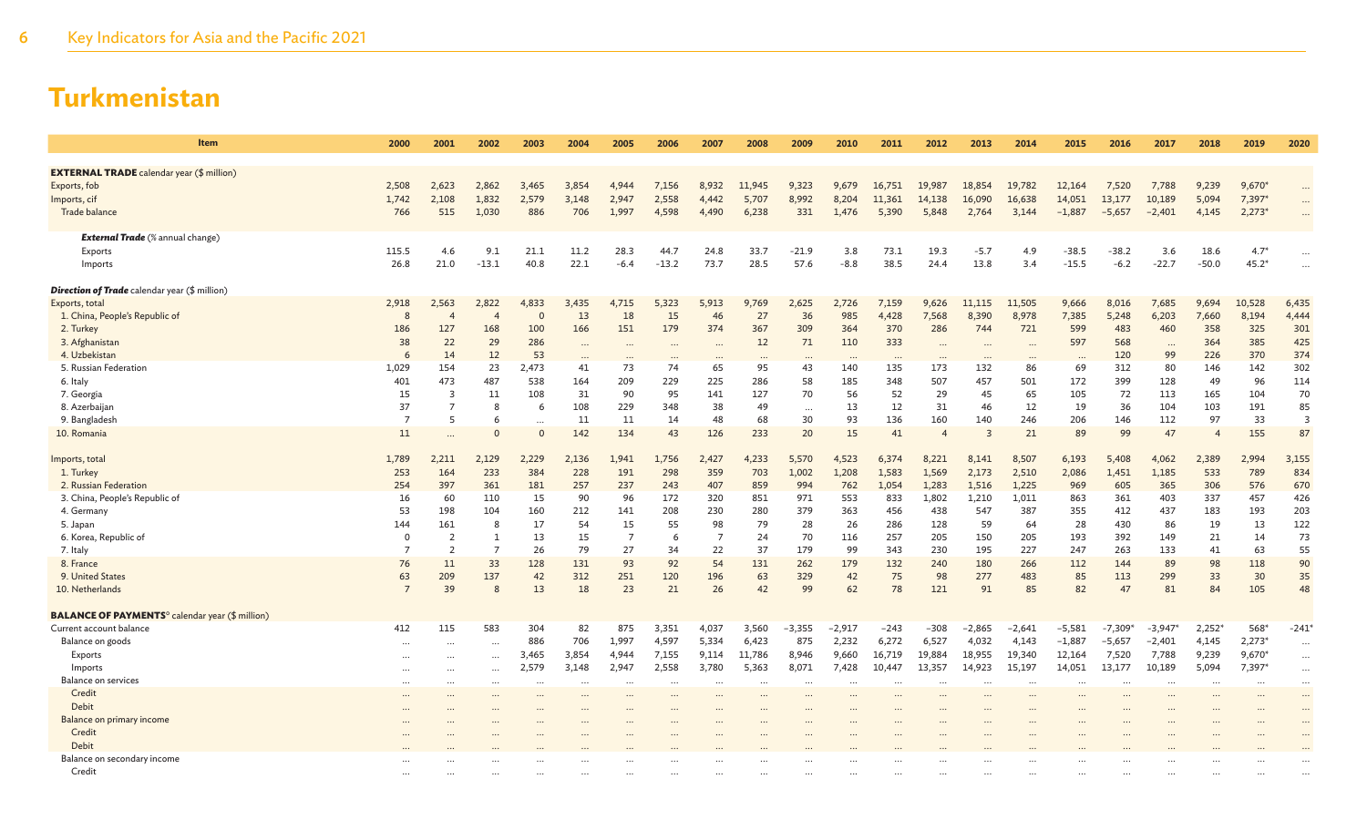# Turkmenistan

| Item | 2000 | 2001 | 2002 | 2003 | 2004 | 2005 | 2006 | 2007 | 2008 | 2009 | 2010 | 2011 | 2012 | 2013 | 2014 | 2015 | 2016 | 2017 | 2018 | 2019 | 2020 |
|---|---|---|---|---|---|---|---|---|---|---|---|---|---|---|---|---|---|---|---|---|---|
| **EXTERNAL TRADE** calendar year ($ million) | | | | | | | | | | | | | | | | | | | | | |
| Exports, fob | 2,508 | 2,623 | 2,862 | 3,465 | 3,854 | 4,944 | 7,156 | 8,932 | 11,945 | 9,323 | 9,679 | 16,751 | 19,987 | 18,854 | 19,782 | 12,164 | 7,520 | 7,788 | 9,239 | 9,670* | ... |
| Imports, cif | 1,742 | 2,108 | 1,832 | 2,579 | 3,148 | 2,947 | 2,558 | 4,442 | 5,707 | 8,992 | 8,204 | 11,361 | 14,138 | 16,090 | 16,638 | 14,051 | 13,177 | 10,189 | 5,094 | 7,397* | ... |
| Trade balance | 766 | 515 | 1,030 | 886 | 706 | 1,997 | 4,598 | 4,490 | 6,238 | 331 | 1,476 | 5,390 | 5,848 | 2,764 | 3,144 | −1,887 | −5,657 | −2,401 | 4,145 | 2,273* | ... |
| ***External Trade*** (% annual change) | | | | | | | | | | | | | | | | | | | | | |
| Exports | 115.5 | 4.6 | 9.1 | 21.1 | 11.2 | 28.3 | 44.7 | 24.8 | 33.7 | −21.9 | 3.8 | 73.1 | 19.3 | −5.7 | 4.9 | −38.5 | −38.2 | 3.6 | 18.6 | 4.7* | ... |
| Imports | 26.8 | 21.0 | −13.1 | 40.8 | 22.1 | −6.4 | −13.2 | 73.7 | 28.5 | 57.6 | −8.8 | 38.5 | 24.4 | 13.8 | 3.4 | −15.5 | −6.2 | −22.7 | −50.0 | 45.2* | ... |
| ***Direction of Trade*** calendar year ($ million) | | | | | | | | | | | | | | | | | | | | | |
| Exports, total | 2,918 | 2,563 | 2,822 | 4,833 | 3,435 | 4,715 | 5,323 | 5,913 | 9,769 | 2,625 | 2,726 | 7,159 | 9,626 | 11,115 | 11,505 | 9,666 | 8,016 | 7,685 | 9,694 | 10,528 | 6,435 |
| 1. China, People's Republic of | 8 | 4 | 4 | 0 | 13 | 18 | 15 | 46 | 27 | 36 | 985 | 4,428 | 7,568 | 8,390 | 8,978 | 7,385 | 5,248 | 6,203 | 7,660 | 8,194 | 4,444 |
| 2. Turkey | 186 | 127 | 168 | 100 | 166 | 151 | 179 | 374 | 367 | 309 | 364 | 370 | 286 | 744 | 721 | 599 | 483 | 460 | 358 | 325 | 301 |
| 3. Afghanistan | 38 | 22 | 29 | 286 | ... | ... | ... | ... | 12 | 71 | 110 | 333 | ... | ... | ... | 597 | 568 | ... | 364 | 385 | 425 |
| 4. Uzbekistan | 6 | 14 | 12 | 53 | ... | ... | ... | ... | ... | ... | ... | ... | ... | ... | ... | ... | 120 | 99 | 226 | 370 | 374 |
| 5. Russian Federation | 1,029 | 154 | 23 | 2,473 | 41 | 73 | 74 | 65 | 95 | 43 | 140 | 135 | 173 | 132 | 86 | 69 | 312 | 80 | 146 | 142 | 302 |
| 6. Italy | 401 | 473 | 487 | 538 | 164 | 209 | 229 | 225 | 286 | 58 | 185 | 348 | 507 | 457 | 501 | 172 | 399 | 128 | 49 | 96 | 114 |
| 7. Georgia | 15 | 3 | 11 | 108 | 31 | 90 | 95 | 141 | 127 | 70 | 56 | 52 | 29 | 45 | 65 | 105 | 72 | 113 | 165 | 104 | 70 |
| 8. Azerbaijan | 37 | 7 | 8 | 6 | 108 | 229 | 348 | 38 | 49 | ... | 13 | 12 | 31 | 46 | 12 | 19 | 36 | 104 | 103 | 191 | 85 |
| 9. Bangladesh | 7 | 5 | 6 | ... | 11 | 11 | 14 | 48 | 68 | 30 | 93 | 136 | 160 | 140 | 246 | 206 | 146 | 112 | 97 | 33 | 3 |
| 10. Romania | 11 | ... | 0 | 0 | 142 | 134 | 43 | 126 | 233 | 20 | 15 | 41 | 4 | 3 | 21 | 89 | 99 | 47 | 4 | 155 | 87 |
| Imports, total | 1,789 | 2,211 | 2,129 | 2,229 | 2,136 | 1,941 | 1,756 | 2,427 | 4,233 | 5,570 | 4,523 | 6,374 | 8,221 | 8,141 | 8,507 | 6,193 | 5,408 | 4,062 | 2,389 | 2,994 | 3,155 |
| 1. Turkey | 253 | 164 | 233 | 384 | 228 | 191 | 298 | 359 | 703 | 1,002 | 1,208 | 1,583 | 1,569 | 2,173 | 2,510 | 2,086 | 1,451 | 1,185 | 533 | 789 | 834 |
| 2. Russian Federation | 254 | 397 | 361 | 181 | 257 | 237 | 243 | 407 | 859 | 994 | 762 | 1,054 | 1,283 | 1,516 | 1,225 | 969 | 605 | 365 | 306 | 576 | 670 |
| 3. China, People's Republic of | 16 | 60 | 110 | 15 | 90 | 96 | 172 | 320 | 851 | 971 | 553 | 833 | 1,802 | 1,210 | 1,011 | 863 | 361 | 403 | 337 | 457 | 426 |
| 4. Germany | 53 | 198 | 104 | 160 | 212 | 141 | 208 | 230 | 280 | 379 | 363 | 456 | 438 | 547 | 387 | 355 | 412 | 437 | 183 | 193 | 203 |
| 5. Japan | 144 | 161 | 8 | 17 | 54 | 15 | 55 | 98 | 79 | 28 | 26 | 286 | 128 | 59 | 64 | 28 | 430 | 86 | 19 | 13 | 122 |
| 6. Korea, Republic of | 0 | 2 | 1 | 13 | 15 | 7 | 6 | 7 | 24 | 70 | 116 | 257 | 205 | 150 | 205 | 193 | 392 | 149 | 21 | 14 | 73 |
| 7. Italy | 7 | 2 | 7 | 26 | 79 | 27 | 34 | 22 | 37 | 179 | 99 | 343 | 230 | 195 | 227 | 247 | 263 | 133 | 41 | 63 | 55 |
| 8. France | 76 | 11 | 33 | 128 | 131 | 93 | 92 | 54 | 131 | 262 | 179 | 132 | 240 | 180 | 266 | 112 | 144 | 89 | 98 | 118 | 90 |
| 9. United States | 63 | 209 | 137 | 42 | 312 | 251 | 120 | 196 | 63 | 329 | 42 | 75 | 98 | 277 | 483 | 85 | 113 | 299 | 33 | 30 | 35 |
| 10. Netherlands | 7 | 39 | 8 | 13 | 18 | 23 | 21 | 26 | 42 | 99 | 62 | 78 | 121 | 91 | 85 | 82 | 47 | 81 | 84 | 105 | 48 |
| **BALANCE OF PAYMENTS**[◊] calendar year ($ million) | | | | | | | | | | | | | | | | | | | | | |
| Current account balance | 412 | 115 | 583 | 304 | 82 | 875 | 3,351 | 4,037 | 3,560 | −3,355 | −2,917 | −243 | −308 | −2,865 | −2,641 | −5,581 | −7,309* | −3,947* | 2,252* | 568* | −241* |
| Balance on goods | ... | ... | ... | 886 | 706 | 1,997 | 4,597 | 5,334 | 6,423 | 875 | 2,232 | 6,272 | 6,527 | 4,032 | 4,143 | −1,887 | −5,657 | −2,401 | 4,145 | 2,273* | ... |
| Exports | ... | ... | ... | 3,465 | 3,854 | 4,944 | 7,155 | 9,114 | 11,786 | 8,946 | 9,660 | 16,719 | 19,884 | 18,955 | 19,340 | 12,164 | 7,520 | 7,788 | 9,239 | 9,670* | ... |
| Imports | ... | ... | ... | 2,579 | 3,148 | 2,947 | 2,558 | 3,780 | 5,363 | 8,071 | 7,428 | 10,447 | 13,357 | 14,923 | 15,197 | 14,051 | 13,177 | 10,189 | 5,094 | 7,397* | ... |
| Balance on services | ... | ... | ... | ... | ... | ... | ... | ... | ... | ... | ... | ... | ... | ... | ... | ... | ... | ... | ... | ... | ... |
| Credit | ... | ... | ... | ... | ... | ... | ... | ... | ... | ... | ... | ... | ... | ... | ... | ... | ... | ... | ... | ... | ... |
| Debit | ... | ... | ... | ... | ... | ... | ... | ... | ... | ... | ... | ... | ... | ... | ... | ... | ... | ... | ... | ... | ... |
| Balance on primary income | ... | ... | ... | ... | ... | ... | ... | ... | ... | ... | ... | ... | ... | ... | ... | ... | ... | ... | ... | ... | ... |
| Credit | ... | ... | ... | ... | ... | ... | ... | ... | ... | ... | ... | ... | ... | ... | ... | ... | ... | ... | ... | ... | ... |
| Debit | ... | ... | ... | ... | ... | ... | ... | ... | ... | ... | ... | ... | ... | ... | ... | ... | ... | ... | ... | ... | ... |
| Balance on secondary income | ... | ... | ... | ... | ... | ... | ... | ... | ... | ... | ... | ... | ... | ... | ... | ... | ... | ... | ... | ... | ... |
| Credit | ... | ... | ... | ... | ... | ... | ... | ... | ... | ... | ... | ... | ... | ... | ... | ... | ... | ... | ... | ... | ... |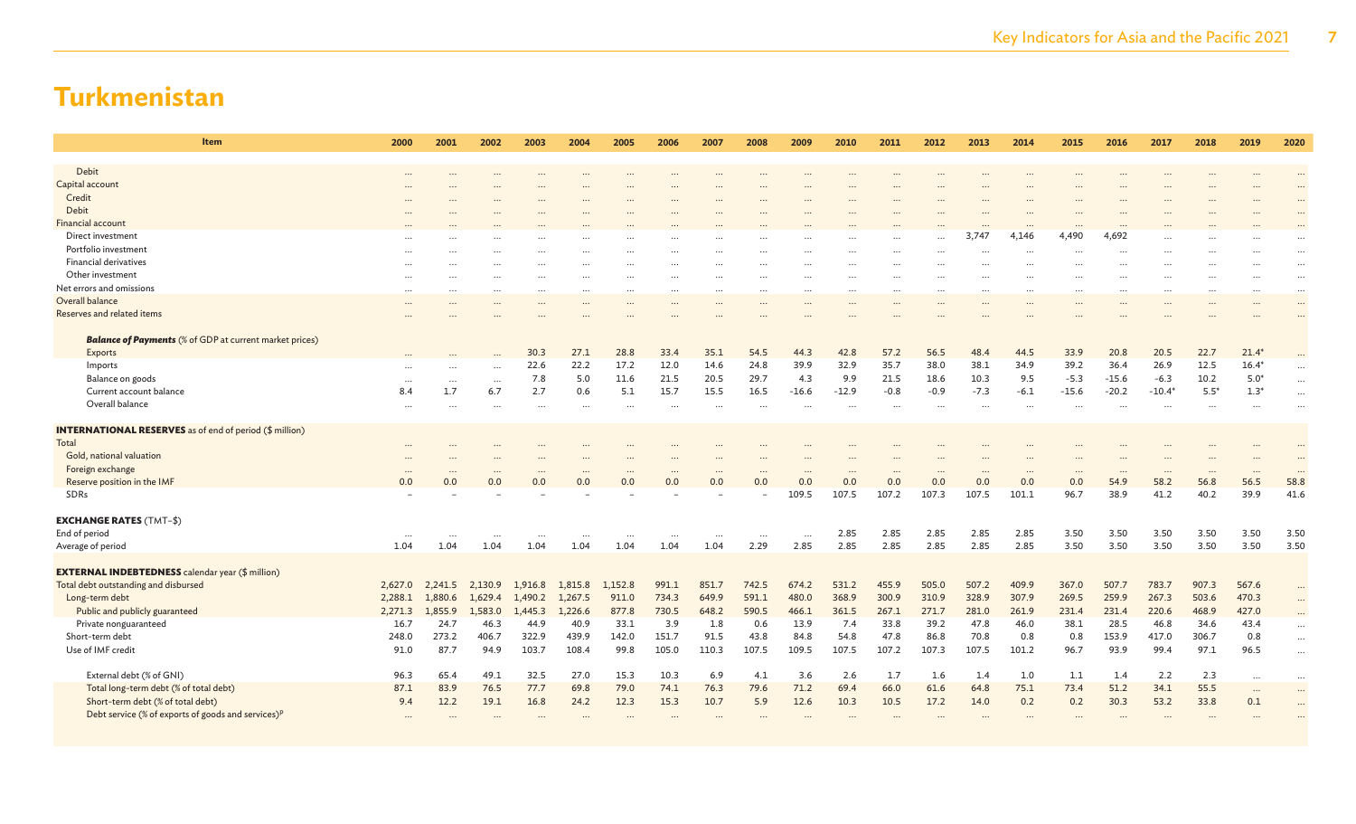# Turkmenistan

| Item | 2000 | 2001 | 2002 | 2003 | 2004 | 2005 | 2006 | 2007 | 2008 | 2009 | 2010 | 2011 | 2012 | 2013 | 2014 | 2015 | 2016 | 2017 | 2018 | 2019 | 2020 |
|---|---|---|---|---|---|---|---|---|---|---|---|---|---|---|---|---|---|---|---|---|---|
| Debit | … | … | … | … | … | … | … | … | … | … | … | … | … | … | … | … | … | … | … | … | … |
| Capital account | … | … | … | … | … | … | … | … | … | … | … | … | … | … | … | … | … | … | … | … | … |
| Credit | … | … | … | … | … | … | … | … | … | … | … | … | … | … | … | … | … | … | … | … | … |
| Debit | … | … | … | … | … | … | … | … | … | … | … | … | … | … | … | … | … | … | … | … | … |
| Financial account | … | … | … | … | … | … | … | … | … | … | … | … | … | … | … | … | … | … | … | … | … |
| Direct investment | … | … | … | … | … | … | … | … | … | … | … | … | … | 3,747 | 4,146 | 4,490 | 4,692 | … | … | … | … |
| Portfolio investment | … | … | … | … | … | … | … | … | … | … | … | … | … | … | … | … | … | … | … | … | … |
| Financial derivatives | … | … | … | … | … | … | … | … | … | … | … | … | … | … | … | … | … | … | … | … | … |
| Other investment | … | … | … | … | … | … | … | … | … | … | … | … | … | … | … | … | … | … | … | … | … |
| Net errors and omissions | … | … | … | … | … | … | … | … | … | … | … | … | … | … | … | … | … | … | … | … | … |
| Overall balance | … | … | … | … | … | … | … | … | … | … | … | … | … | … | … | … | … | … | … | … | … |
| Reserves and related items | … | … | … | … | … | … | … | … | … | … | … | … | … | … | … | … | … | … | … | … | … |
| ***Balance of Payments*** (% of GDP at current market prices) | | | | | | | | | | | | | | | | | | | | | |
| Exports | … | … | … | 30.3 | 27.1 | 28.8 | 33.4 | 35.1 | 54.5 | 44.3 | 42.8 | 57.2 | 56.5 | 48.4 | 44.5 | 33.9 | 20.8 | 20.5 | 22.7 | 21.4* | … |
| Imports | … | … | … | 22.6 | 22.2 | 17.2 | 12.0 | 14.6 | 24.8 | 39.9 | 32.9 | 35.7 | 38.0 | 38.1 | 34.9 | 39.2 | 36.4 | 26.9 | 12.5 | 16.4* | … |
| Balance on goods | … | … | … | 7.8 | 5.0 | 11.6 | 21.5 | 20.5 | 29.7 | 4.3 | 9.9 | 21.5 | 18.6 | 10.3 | 9.5 | -5.3 | -15.6 | -6.3 | 10.2 | 5.0* | … |
| Current account balance | 8.4 | 1.7 | 6.7 | 2.7 | 0.6 | 5.1 | 15.7 | 15.5 | 16.5 | -16.6 | -12.9 | -0.8 | -0.9 | -7.3 | -6.1 | -15.6 | -20.2 | -10.4* | 5.5* | 1.3* | … |
| Overall balance | … | … | … | … | … | … | … | … | … | … | … | … | … | … | … | … | … | … | … | … | … |
| **INTERNATIONAL RESERVES** as of end of period ($ million) | | | | | | | | | | | | | | | | | | | | | |
| Total | … | … | … | … | … | … | … | … | … | … | … | … | … | … | … | … | … | … | … | … | … |
| Gold, national valuation | … | … | … | … | … | … | … | … | … | … | … | … | … | … | … | … | … | … | … | … | … |
| Foreign exchange | … | … | … | … | … | … | … | … | … | … | … | … | … | … | … | … | … | … | … | … | … |
| Reserve position in the IMF | 0.0 | 0.0 | 0.0 | 0.0 | 0.0 | 0.0 | 0.0 | 0.0 | 0.0 | 0.0 | 0.0 | 0.0 | 0.0 | 0.0 | 0.0 | 0.0 | 54.9 | 58.2 | 56.8 | 56.5 | 58.8 |
| SDRs | – | – | – | – | – | – | – | – | – | 109.5 | 107.5 | 107.2 | 107.3 | 107.5 | 101.1 | 96.7 | 38.9 | 41.2 | 40.2 | 39.9 | 41.6 |
| **EXCHANGE RATES** (TMT–$) | | | | | | | | | | | | | | | | | | | | | |
| End of period | … | … | … | … | … | … | … | … | … | … | 2.85 | 2.85 | 2.85 | 2.85 | 2.85 | 3.50 | 3.50 | 3.50 | 3.50 | 3.50 | 3.50 |
| Average of period | 1.04 | 1.04 | 1.04 | 1.04 | 1.04 | 1.04 | 1.04 | 1.04 | 2.29 | 2.85 | 2.85 | 2.85 | 2.85 | 2.85 | 2.85 | 3.50 | 3.50 | 3.50 | 3.50 | 3.50 | 3.50 |
| **EXTERNAL INDEBTEDNESS** calendar year ($ million) | | | | | | | | | | | | | | | | | | | | | |
| Total debt outstanding and disbursed | 2,627.0 | 2,241.5 | 2,130.9 | 1,916.8 | 1,815.8 | 1,152.8 | 991.1 | 851.7 | 742.5 | 674.2 | 531.2 | 455.9 | 505.0 | 507.2 | 409.9 | 367.0 | 507.7 | 783.7 | 907.3 | 567.6 | … |
| Long-term debt | 2,288.1 | 1,880.6 | 1,629.4 | 1,490.2 | 1,267.5 | 911.0 | 734.3 | 649.9 | 591.1 | 480.0 | 368.9 | 300.9 | 310.9 | 328.9 | 307.9 | 269.5 | 259.9 | 267.3 | 503.6 | 470.3 | … |
| Public and publicly guaranteed | 2,271.3 | 1,855.9 | 1,583.0 | 1,445.3 | 1,226.6 | 877.8 | 730.5 | 648.2 | 590.5 | 466.1 | 361.5 | 267.1 | 271.7 | 281.0 | 261.9 | 231.4 | 231.4 | 220.6 | 468.9 | 427.0 | … |
| Private nonguaranteed | 16.7 | 24.7 | 46.3 | 44.9 | 40.9 | 33.1 | 3.9 | 1.8 | 0.6 | 13.9 | 7.4 | 33.8 | 39.2 | 47.8 | 46.0 | 38.1 | 28.5 | 46.8 | 34.6 | 43.4 | … |
| Short-term debt | 248.0 | 273.2 | 406.7 | 322.9 | 439.9 | 142.0 | 151.7 | 91.5 | 43.8 | 84.8 | 54.8 | 47.8 | 86.8 | 70.8 | 0.8 | 0.8 | 153.9 | 417.0 | 306.7 | 0.8 | … |
| Use of IMF credit | 91.0 | 87.7 | 94.9 | 103.7 | 108.4 | 99.8 | 105.0 | 110.3 | 107.5 | 109.5 | 107.5 | 107.2 | 107.3 | 107.5 | 101.2 | 96.7 | 93.9 | 99.4 | 97.1 | 96.5 | … |
| External debt (% of GNI) | 96.3 | 65.4 | 49.1 | 32.5 | 27.0 | 15.3 | 10.3 | 6.9 | 4.1 | 3.6 | 2.6 | 1.7 | 1.6 | 1.4 | 1.0 | 1.1 | 1.4 | 2.2 | 2.3 | … | … |
| Total long-term debt (% of total debt) | 87.1 | 83.9 | 76.5 | 77.7 | 69.8 | 79.0 | 74.1 | 76.3 | 79.6 | 71.2 | 69.4 | 66.0 | 61.6 | 64.8 | 75.1 | 73.4 | 51.2 | 34.1 | 55.5 | … | … |
| Short-term debt (% of total debt) | 9.4 | 12.2 | 19.1 | 16.8 | 24.2 | 12.3 | 15.3 | 10.7 | 5.9 | 12.6 | 10.3 | 10.5 | 17.2 | 14.0 | 0.2 | 0.2 | 30.3 | 53.2 | 33.8 | 0.1 | … |
| Debt service (% of exports of goods and services)[p] | … | … | … | … | … | … | … | … | … | … | … | … | … | … | … | … | … | … | … | … | … |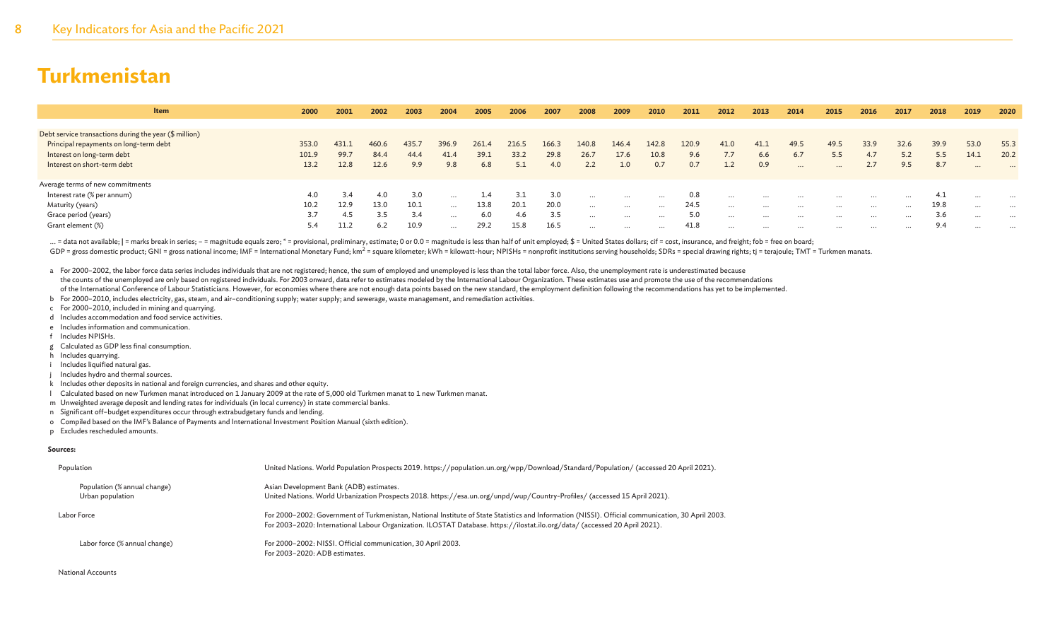# Turkmenistan

| Item | 2000 | 2001 | 2002 | 2003 | 2004 | 2005 | 2006 | 2007 | 2008 | 2009 | 2010 | 2011 | 2012 | 2013 | 2014 | 2015 | 2016 | 2017 | 2018 | 2019 | 2020 |
|---|---|---|---|---|---|---|---|---|---|---|---|---|---|---|---|---|---|---|---|---|---|
| Debt service transactions during the year ($ million) | | | | | | | | | | | | | | | | | | | | | |
| Principal repayments on long-term debt | 353.0 | 431.1 | 460.6 | 435.7 | 396.9 | 261.4 | 216.5 | 166.3 | 140.8 | 146.4 | 142.8 | 120.9 | 41.0 | 41.1 | 49.5 | 49.5 | 33.9 | 32.6 | 39.9 | 53.0 | 55.3 |
| Interest on long-term debt | 101.9 | 99.7 | 84.4 | 44.4 | 41.4 | 39.1 | 33.2 | 29.8 | 26.7 | 17.6 | 10.8 | 9.6 | 7.7 | 6.6 | 6.7 | 5.5 | 4.7 | 5.2 | 5.5 | 14.1 | 20.2 |
| Interest on short-term debt | 13.2 | 12.8 | 12.6 | 9.9 | 9.8 | 6.8 | 5.1 | 4.0 | 2.2 | 1.0 | 0.7 | 0.7 | 1.2 | 0.9 | ... | ... | 2.7 | 9.5 | 8.7 | ... | ... |
| Average terms of new commitments | | | | | | | | | | | | | | | | | | | | | |
| Interest rate (% per annum) | 4.0 | 3.4 | 4.0 | 3.0 | ... | 1.4 | 3.1 | 3.0 | ... | ... | ... | 0.8 | ... | ... | ... | ... | ... | ... | 4.1 | ... | ... |
| Maturity (years) | 10.2 | 12.9 | 13.0 | 10.1 | ... | 13.8 | 20.1 | 20.0 | ... | ... | ... | 24.5 | ... | ... | ... | ... | ... | ... | 19.8 | ... | ... |
| Grace period (years) | 3.7 | 4.5 | 3.5 | 3.4 | ... | 6.0 | 4.6 | 3.5 | ... | ... | ... | 5.0 | ... | ... | ... | ... | ... | ... | 3.6 | ... | ... |
| Grant element (%) | 5.4 | 11.2 | 6.2 | 10.9 | ... | 29.2 | 15.8 | 16.5 | ... | ... | ... | 41.8 | ... | ... | ... | ... | ... | ... | 9.4 | ... | ... |

... = data not available; | = marks break in series; – = magnitude equals zero; * = provisional, preliminary, estimate; 0 or 0.0 = magnitude is less than half of unit employed; $ = United States dollars; cif = cost, insurance, and freight; fob = free on board;
GDP = gross domestic product; GNI = gross national income; IMF = International Monetary Fund; km$^2$ = square kilometer; kWh = kilowatt-hour; NPISHs = nonprofit institutions serving households; SDRs = special drawing rights; tj = terajoule; TMT = Turkmen manats.

a For 2000–2002, the labor force data series includes individuals that are not registered; hence, the sum of employed and unemployed is less than the total labor force. Also, the unemployment rate is underestimated because the counts of the unemployed are only based on registered individuals. For 2003 onward, data refer to estimates modeled by the International Labour Organization. These estimates use and promote the use of the recommendations of the International Conference of Labour Statisticians. However, for economies where there are not enough data points based on the new standard, the employment definition following the recommendations has yet to be implemented.
b For 2000–2010, includes electricity, gas, steam, and air–conditioning supply; water supply; and sewerage, waste management, and remediation activities.
c For 2000–2010, included in mining and quarrying.
d Includes accommodation and food service activities.
e Includes information and communication.
f Includes NPISHs.
g Calculated as GDP less final consumption.
h Includes quarrying.
i Includes liquified natural gas.
j Includes hydro and thermal sources.
k Includes other deposits in national and foreign currencies, and shares and other equity.
l Calculated based on new Turkmen manat introduced on 1 January 2009 at the rate of 5,000 old Turkmen manat to 1 new Turkmen manat.
m Unweighted average deposit and lending rates for individuals (in local currency) in state commercial banks.
n Significant off–budget expenditures occur through extrabudgetary funds and lending.
o Compiled based on the IMF's Balance of Payments and International Investment Position Manual (sixth edition).
p Excludes rescheduled amounts.

**Sources:**

| | |
|---|---|
| Population | United Nations. World Population Prospects 2019. https://population.un.org/wpp/Download/Standard/Population/ (accessed 20 April 2021). |
| Population (% annual change) | Asian Development Bank (ADB) estimates. |
| Urban population | United Nations. World Urbanization Prospects 2018. https://esa.un.org/unpd/wup/Country-Profiles/ (accessed 15 April 2021). |
| Labor Force | For 2000–2002: Government of Turkmenistan, National Institute of State Statistics and Information (NISSI). Official communication, 30 April 2003. For 2003–2020: International Labour Organization. ILOSTAT Database. https://ilostat.ilo.org/data/ (accessed 20 April 2021). |
| Labor force (% annual change) | For 2000–2002: NISSI. Official communication, 30 April 2003. For 2003–2020: ADB estimates. |

National Accounts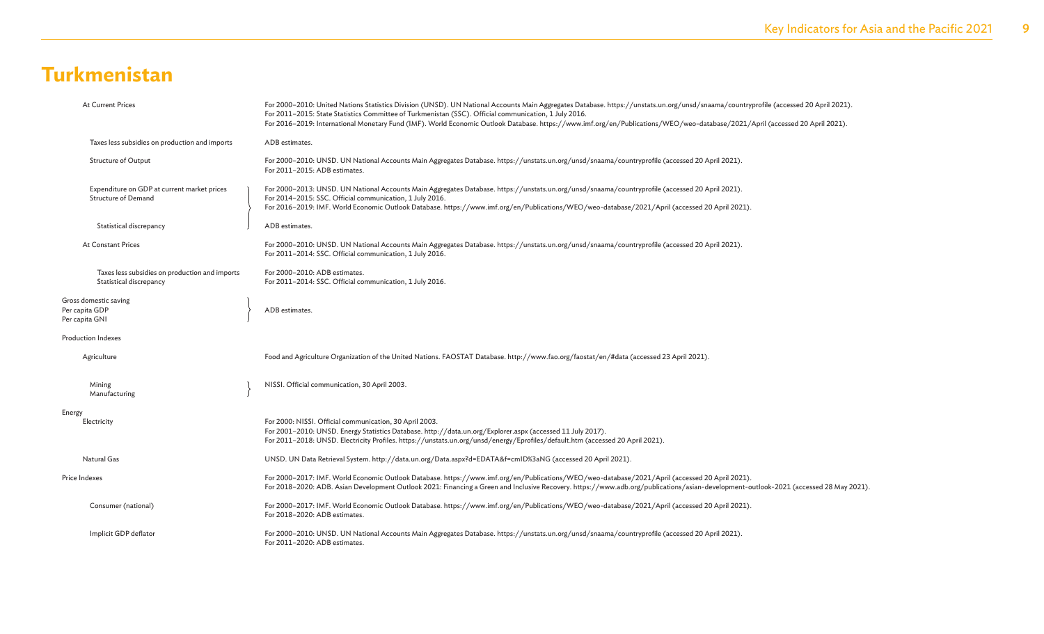# Turkmenistan

| Indicator | Source |
| --- | --- |
| At Current Prices | For 2000–2010: United Nations Statistics Division (UNSD). UN National Accounts Main Aggregates Database. https://unstats.un.org/unsd/snaama/countryprofile (accessed 20 April 2021).<br>For 2011–2015: State Statistics Committee of Turkmenistan (SSC). Official communication, 1 July 2016.<br>For 2016–2019: International Monetary Fund (IMF). World Economic Outlook Database. https://www.imf.org/en/Publications/WEO/weo-database/2021/April (accessed 20 April 2021). |
| Taxes less subsidies on production and imports | ADB estimates. |
| Structure of Output | For 2000–2010: UNSD. UN National Accounts Main Aggregates Database. https://unstats.un.org/unsd/snaama/countryprofile (accessed 20 April 2021).<br>For 2011–2015: ADB estimates. |
| Expenditure on GDP at current market prices<br>Structure of Demand | For 2000–2013: UNSD. UN National Accounts Main Aggregates Database. https://unstats.un.org/unsd/snaama/countryprofile (accessed 20 April 2021).<br>For 2014–2015: SSC. Official communication, 1 July 2016.<br>For 2016–2019: IMF. World Economic Outlook Database. https://www.imf.org/en/Publications/WEO/weo-database/2021/April (accessed 20 April 2021). |
| Statistical discrepancy | ADB estimates. |
| At Constant Prices | For 2000–2010: UNSD. UN National Accounts Main Aggregates Database. https://unstats.un.org/unsd/snaama/countryprofile (accessed 20 April 2021).<br>For 2011–2014: SSC. Official communication, 1 July 2016. |
| Taxes less subsidies on production and imports<br>Statistical discrepancy | For 2000–2010: ADB estimates.<br>For 2011–2014: SSC. Official communication, 1 July 2016. |
| Gross domestic saving<br>Per capita GDP<br>Per capita GNI | ADB estimates. |
| Production Indexes | |
| Agriculture | Food and Agriculture Organization of the United Nations. FAOSTAT Database. http://www.fao.org/faostat/en/#data (accessed 23 April 2021). |
| Mining<br>Manufacturing | NISSI. Official communication, 30 April 2003. |
| Energy | |
| Electricity | For 2000: NISSI. Official communication, 30 April 2003.<br>For 2001–2010: UNSD. Energy Statistics Database. http://data.un.org/Explorer.aspx (accessed 11 July 2017).<br>For 2011–2018: UNSD. Electricity Profiles. https://unstats.un.org/unsd/energy/Eprofiles/default.htm (accessed 20 April 2021). |
| Natural Gas | UNSD. UN Data Retrieval System. http://data.un.org/Data.aspx?d=EDATA&f=cmID%3aNG (accessed 20 April 2021). |
| Price Indexes | For 2000–2017: IMF. World Economic Outlook Database. https://www.imf.org/en/Publications/WEO/weo-database/2021/April (accessed 20 April 2021).<br>For 2018–2020: ADB. Asian Development Outlook 2021: Financing a Green and Inclusive Recovery. https://www.adb.org/publications/asian-development-outlook-2021 (accessed 28 May 2021). |
| Consumer (national) | For 2000–2017: IMF. World Economic Outlook Database. https://www.imf.org/en/Publications/WEO/weo-database/2021/April (accessed 20 April 2021).<br>For 2018–2020: ADB estimates. |
| Implicit GDP deflator | For 2000–2010: UNSD. UN National Accounts Main Aggregates Database. https://unstats.un.org/unsd/snaama/countryprofile (accessed 20 April 2021).<br>For 2011–2020: ADB estimates. |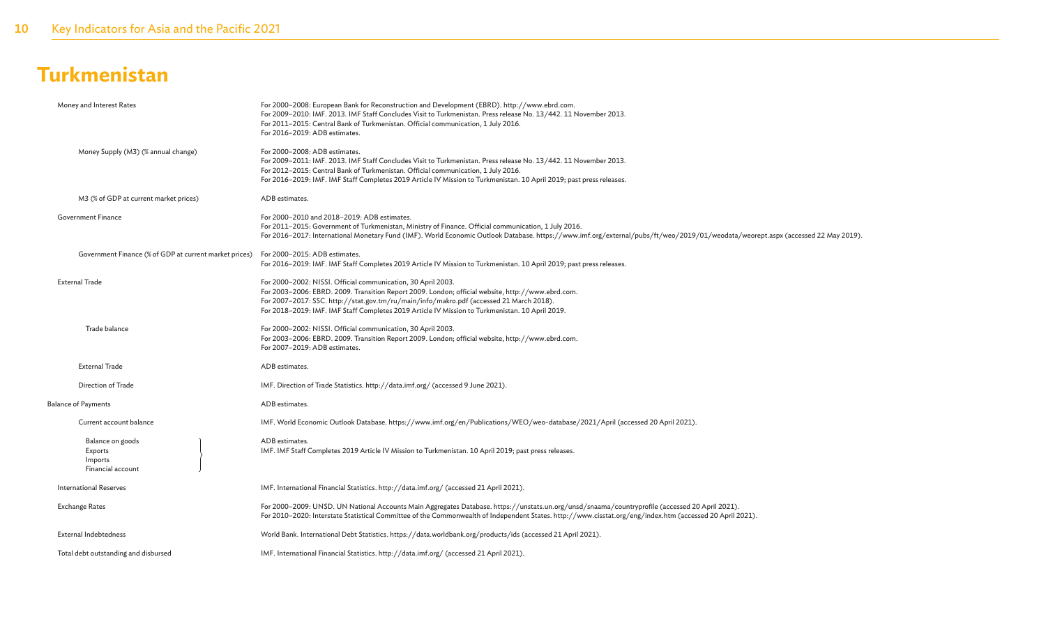# Turkmenistan

| | |
|---|---|
| Money and Interest Rates | For 2000–2008: European Bank for Reconstruction and Development (EBRD). http://www.ebrd.com.<br>For 2009–2010: IMF. 2013. IMF Staff Concludes Visit to Turkmenistan. Press release No. 13/442. 11 November 2013.<br>For 2011–2015: Central Bank of Turkmenistan. Official communication, 1 July 2016.<br>For 2016–2019: ADB estimates. |
| Money Supply (M3) (% annual change) | For 2000–2008: ADB estimates.<br>For 2009–2011: IMF. 2013. IMF Staff Concludes Visit to Turkmenistan. Press release No. 13/442. 11 November 2013.<br>For 2012–2015: Central Bank of Turkmenistan. Official communication, 1 July 2016.<br>For 2016–2019: IMF. IMF Staff Completes 2019 Article IV Mission to Turkmenistan. 10 April 2019; past press releases. |
| M3 (% of GDP at current market prices) | ADB estimates. |
| Government Finance | For 2000–2010 and 2018–2019: ADB estimates.<br>For 2011–2015: Government of Turkmenistan, Ministry of Finance. Official communication, 1 July 2016.<br>For 2016–2017: International Monetary Fund (IMF). World Economic Outlook Database. https://www.imf.org/external/pubs/ft/weo/2019/01/weodata/weorept.aspx (accessed 22 May 2019). |
| Government Finance (% of GDP at current market prices) | For 2000–2015: ADB estimates.<br>For 2016–2019: IMF. IMF Staff Completes 2019 Article IV Mission to Turkmenistan. 10 April 2019; past press releases. |
| External Trade | For 2000–2002: NISSI. Official communication, 30 April 2003.<br>For 2003–2006: EBRD. 2009. Transition Report 2009. London; official website, http://www.ebrd.com.<br>For 2007–2017: SSC. http://stat.gov.tm/ru/main/info/makro.pdf (accessed 21 March 2018).<br>For 2018–2019: IMF. IMF Staff Completes 2019 Article IV Mission to Turkmenistan. 10 April 2019. |
| Trade balance | For 2000–2002: NISSI. Official communication, 30 April 2003.<br>For 2003–2006: EBRD. 2009. Transition Report 2009. London; official website, http://www.ebrd.com.<br>For 2007–2019: ADB estimates. |
| External Trade | ADB estimates. |
| Direction of Trade | IMF. Direction of Trade Statistics. http://data.imf.org/ (accessed 9 June 2021). |
| Balance of Payments | ADB estimates. |
| Current account balance | IMF. World Economic Outlook Database. https://www.imf.org/en/Publications/WEO/weo-database/2021/April (accessed 20 April 2021). |
| Balance on goods<br>Exports<br>Imports<br>Financial account | ADB estimates.<br>IMF. IMF Staff Completes 2019 Article IV Mission to Turkmenistan. 10 April 2019; past press releases. |
| International Reserves | IMF. International Financial Statistics. http://data.imf.org/ (accessed 21 April 2021). |
| Exchange Rates | For 2000–2009: UNSD. UN National Accounts Main Aggregates Database. https://unstats.un.org/unsd/snaama/countryprofile (accessed 20 April 2021).<br>For 2010–2020: Interstate Statistical Committee of the Commonwealth of Independent States. http://www.cisstat.org/eng/index.htm (accessed 20 April 2021). |
| External Indebtedness | World Bank. International Debt Statistics. https://data.worldbank.org/products/ids (accessed 21 April 2021). |
| Total debt outstanding and disbursed | IMF. International Financial Statistics. http://data.imf.org/ (accessed 21 April 2021). |